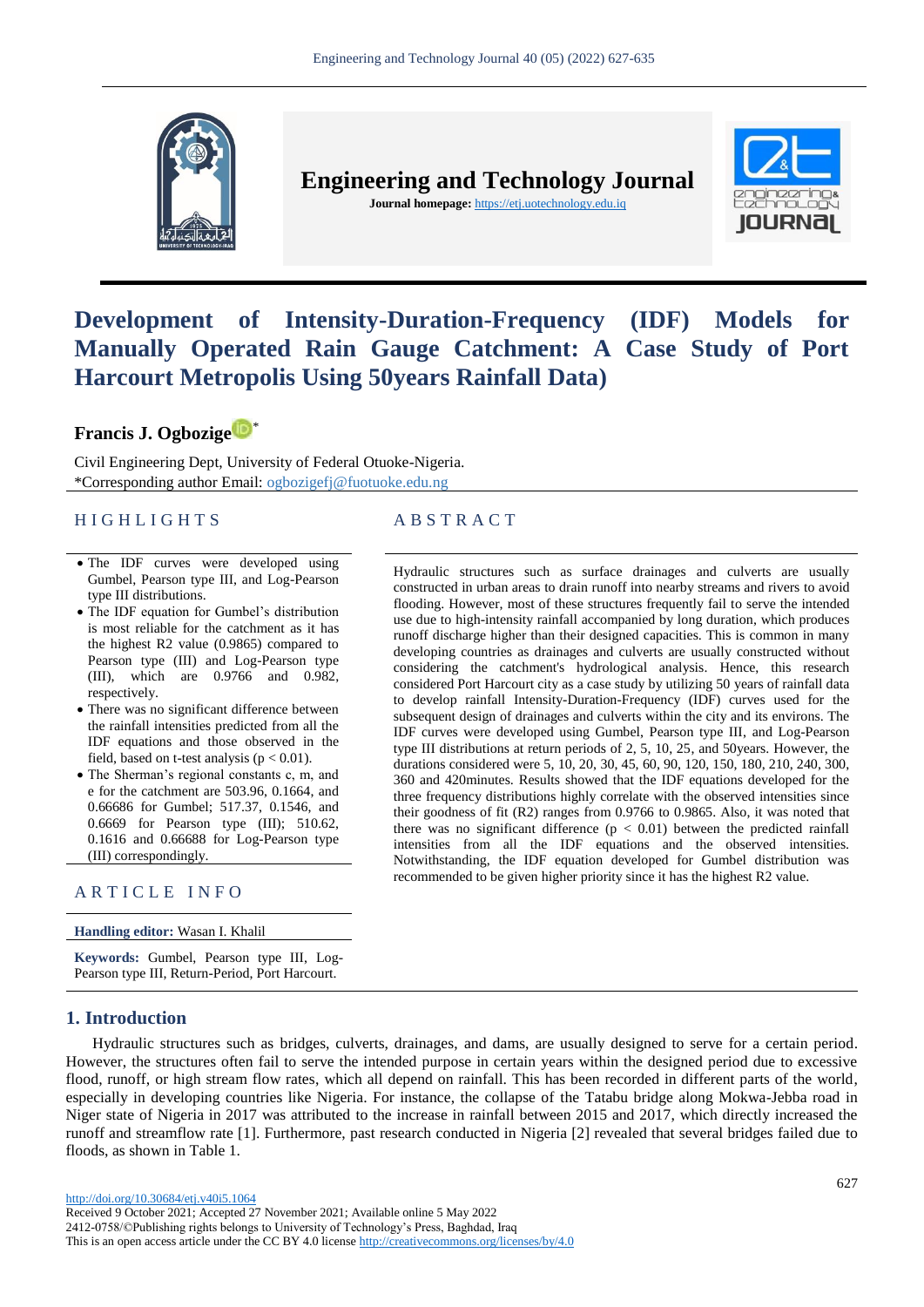**Engineering and Technology Journal**

**Journal homepage:** https://etj.uotechnology.edu.iq

# Development of Intensity-Duration-Frequency (IDF) Models for Manually Operated Rain Gauge Catchment: A Case Study of Port Harcourt Metropolis Using 50years Rainfall Data)

**Francis J. Ogbozige***

Civil Engineering Dept, University of Federal Otuoke-Nigeria.
*Corresponding author Email: ogbozigefj@fuotuoke.edu.ng

## HIGHLIGHTS

- The IDF curves were developed using Gumbel, Pearson type III, and Log-Pearson type III distributions.
- The IDF equation for Gumbel's distribution is most reliable for the catchment as it has the highest R2 value (0.9865) compared to Pearson type (III) and Log-Pearson type (III), which are 0.9766 and 0.982, respectively.
- There was no significant difference between the rainfall intensities predicted from all the IDF equations and those observed in the field, based on t-test analysis ($p < 0.01$).
- The Sherman's regional constants c, m, and e for the catchment are 503.96, 0.1664, and 0.66686 for Gumbel; 517.37, 0.1546, and 0.6669 for Pearson type (III); 510.62, 0.1616 and 0.66688 for Log-Pearson type (III) correspondingly.

## ARTICLE INFO

**Handling editor:** Wasan I. Khalil

**Keywords:** Gumbel, Pearson type III, Log-Pearson type III, Return-Period, Port Harcourt.

## ABSTRACT

Hydraulic structures such as surface drainages and culverts are usually constructed in urban areas to drain runoff into nearby streams and rivers to avoid flooding. However, most of these structures frequently fail to serve the intended use due to high-intensity rainfall accompanied by long duration, which produces runoff discharge higher than their designed capacities. This is common in many developing countries as drainages and culverts are usually constructed without considering the catchment's hydrological analysis. Hence, this research considered Port Harcourt city as a case study by utilizing 50 years of rainfall data to develop rainfall Intensity-Duration-Frequency (IDF) curves used for the subsequent design of drainages and culverts within the city and its environs. The IDF curves were developed using Gumbel, Pearson type III, and Log-Pearson type III distributions at return periods of 2, 5, 10, 25, and 50years. However, the durations considered were 5, 10, 20, 30, 45, 60, 90, 120, 150, 180, 210, 240, 300, 360 and 420minutes. Results showed that the IDF equations developed for the three frequency distributions highly correlate with the observed intensities since their goodness of fit (R2) ranges from 0.9766 to 0.9865. Also, it was noted that there was no significant difference ($p < 0.01$) between the predicted rainfall intensities from all the IDF equations and the observed intensities. Notwithstanding, the IDF equation developed for Gumbel distribution was recommended to be given higher priority since it has the highest R2 value.

## 1. Introduction

Hydraulic structures such as bridges, culverts, drainages, and dams, are usually designed to serve for a certain period. However, the structures often fail to serve the intended purpose in certain years within the designed period due to excessive flood, runoff, or high stream flow rates, which all depend on rainfall. This has been recorded in different parts of the world, especially in developing countries like Nigeria. For instance, the collapse of the Tatabu bridge along Mokwa-Jebba road in Niger state of Nigeria in 2017 was attributed to the increase in rainfall between 2015 and 2017, which directly increased the runoff and streamflow rate [1]. Furthermore, past research conducted in Nigeria [2] revealed that several bridges failed due to floods, as shown in Table 1.

http://doi.org/10.30684/etj.v40i5.1064
Received 9 October 2021; Accepted 27 November 2021; Available online 5 May 2022
2412-0758/©Publishing rights belongs to University of Technology's Press, Baghdad, Iraq
This is an open access article under the CC BY 4.0 license http://creativecommons.org/licenses/by/4.0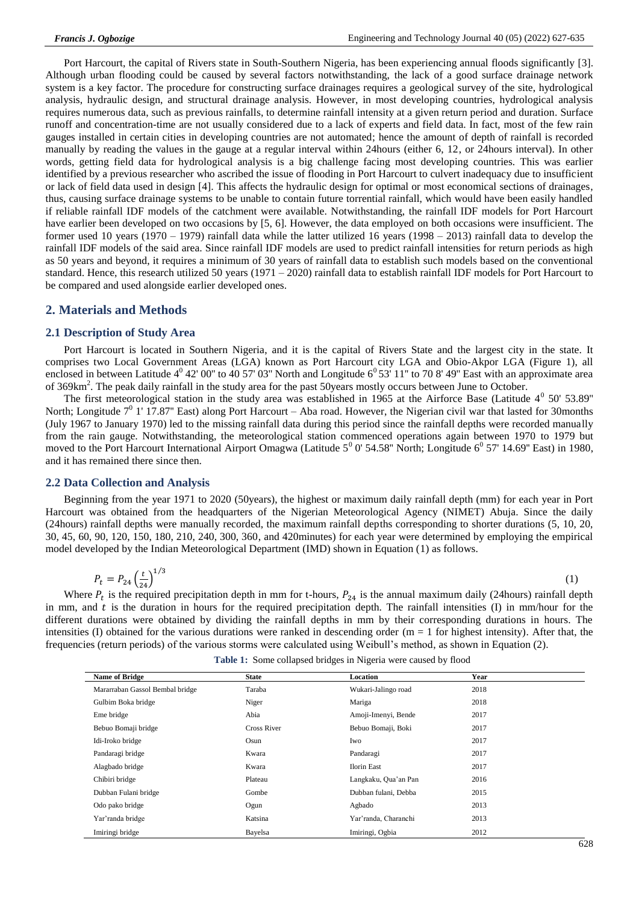Port Harcourt, the capital of Rivers state in South-Southern Nigeria, has been experiencing annual floods significantly [3]. Although urban flooding could be caused by several factors notwithstanding, the lack of a good surface drainage network system is a key factor. The procedure for constructing surface drainages requires a geological survey of the site, hydrological analysis, hydraulic design, and structural drainage analysis. However, in most developing countries, hydrological analysis requires numerous data, such as previous rainfalls, to determine rainfall intensity at a given return period and duration. Surface runoff and concentration-time are not usually considered due to a lack of experts and field data. In fact, most of the few rain gauges installed in certain cities in developing countries are not automated; hence the amount of depth of rainfall is recorded manually by reading the values in the gauge at a regular interval within 24hours (either 6, 12, or 24hours interval). In other words, getting field data for hydrological analysis is a big challenge facing most developing countries. This was earlier identified by a previous researcher who ascribed the issue of flooding in Port Harcourt to culvert inadequacy due to insufficient or lack of field data used in design [4]. This affects the hydraulic design for optimal or most economical sections of drainages, thus, causing surface drainage systems to be unable to contain future torrential rainfall, which would have been easily handled if reliable rainfall IDF models of the catchment were available. Notwithstanding, the rainfall IDF models for Port Harcourt have earlier been developed on two occasions by [5, 6]. However, the data employed on both occasions were insufficient. The former used 10 years (1970 – 1979) rainfall data while the latter utilized 16 years (1998 – 2013) rainfall data to develop the rainfall IDF models of the said area. Since rainfall IDF models are used to predict rainfall intensities for return periods as high as 50 years and beyond, it requires a minimum of 30 years of rainfall data to establish such models based on the conventional standard. Hence, this research utilized 50 years (1971 – 2020) rainfall data to establish rainfall IDF models for Port Harcourt to be compared and used alongside earlier developed ones.

## 2. Materials and Methods

### 2.1 Description of Study Area

Port Harcourt is located in Southern Nigeria, and it is the capital of Rivers State and the largest city in the state. It comprises two Local Government Areas (LGA) known as Port Harcourt city LGA and Obio-Akpor LGA (Figure 1), all enclosed in between Latitude $4^0$ 42' 00" to 40 57' 03" North and Longitude $6^0$ 53' 11" to 70 8' 49" East with an approximate area of 369km$^2$. The peak daily rainfall in the study area for the past 50years mostly occurs between June to October.

The first meteorological station in the study area was established in 1965 at the Airforce Base (Latitude $4^0$ 50' 53.89" North; Longitude $7^0$ 1' 17.87" East) along Port Harcourt – Aba road. However, the Nigerian civil war that lasted for 30months (July 1967 to January 1970) led to the missing rainfall data during this period since the rainfall depths were recorded manually from the rain gauge. Notwithstanding, the meteorological station commenced operations again between 1970 to 1979 but moved to the Port Harcourt International Airport Omagwa (Latitude $5^0$ 0' 54.58" North; Longitude $6^0$ 57' 14.69" East) in 1980, and it has remained there since then.

### 2.2 Data Collection and Analysis

Beginning from the year 1971 to 2020 (50years), the highest or maximum daily rainfall depth (mm) for each year in Port Harcourt was obtained from the headquarters of the Nigerian Meteorological Agency (NIMET) Abuja. Since the daily (24hours) rainfall depths were manually recorded, the maximum rainfall depths corresponding to shorter durations (5, 10, 20, 30, 45, 60, 90, 120, 150, 180, 210, 240, 300, 360, and 420minutes) for each year were determined by employing the empirical model developed by the Indian Meteorological Department (IMD) shown in Equation (1) as follows.

$$P_t = P_{24}\left(\frac{t}{24}\right)^{1/3} \tag{1}$$

Where $P_t$ is the required precipitation depth in mm for t-hours, $P_{24}$ is the annual maximum daily (24hours) rainfall depth in mm, and $t$ is the duration in hours for the required precipitation depth. The rainfall intensities (I) in mm/hour for the different durations were obtained by dividing the rainfall depths in mm by their corresponding durations in hours. The intensities (I) obtained for the various durations were ranked in descending order (m = 1 for highest intensity). After that, the frequencies (return periods) of the various storms were calculated using Weibull's method, as shown in Equation (2).

**Table 1:** Some collapsed bridges in Nigeria were caused by flood

| Name of Bridge | State | Location | Year |
|---|---|---|---|
| Mararraban Gassol Bembal bridge | Taraba | Wukari-Jalingo road | 2018 |
| Gulbim Boka bridge | Niger | Mariga | 2018 |
| Eme bridge | Abia | Amoji-Imenyi, Bende | 2017 |
| Bebuo Bomaji bridge | Cross River | Bebuo Bomaji, Boki | 2017 |
| Idi-Iroko bridge | Osun | Iwo | 2017 |
| Pandaragi bridge | Kwara | Pandaragi | 2017 |
| Alagbado bridge | Kwara | Ilorin East | 2017 |
| Chibiri bridge | Plateau | Langkaku, Qua'an Pan | 2016 |
| Dubban Fulani bridge | Gombe | Dubban fulani, Debba | 2015 |
| Odo pako bridge | Ogun | Agbado | 2013 |
| Yar'randa bridge | Katsina | Yar'randa, Charanchi | 2013 |
| Imiringi bridge | Bayelsa | Imiringi, Ogbia | 2012 |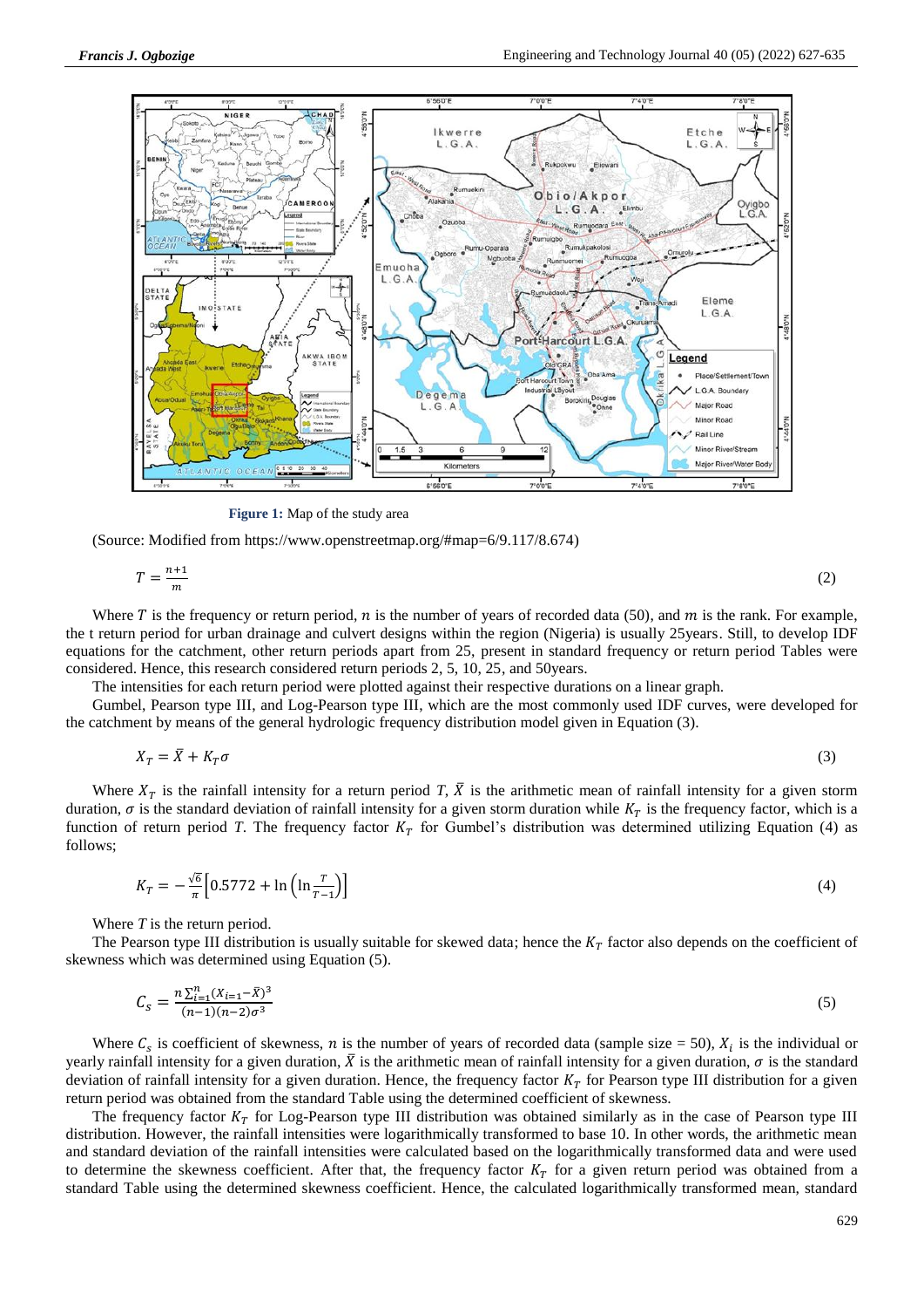**Figure 1:** Map of the study area

(Source: Modified from https://www.openstreetmap.org/#map=6/9.117/8.674)

$$T = \frac{n+1}{m} \quad (2)$$

Where $T$ is the frequency or return period, $n$ is the number of years of recorded data (50), and $m$ is the rank. For example, the t return period for urban drainage and culvert designs within the region (Nigeria) is usually 25years. Still, to develop IDF equations for the catchment, other return periods apart from 25, present in standard frequency or return period Tables were considered. Hence, this research considered return periods 2, 5, 10, 25, and 50years.

The intensities for each return period were plotted against their respective durations on a linear graph.

Gumbel, Pearson type III, and Log-Pearson type III, which are the most commonly used IDF curves, were developed for the catchment by means of the general hydrologic frequency distribution model given in Equation (3).

$$X_T = \bar{X} + K_T\sigma \quad (3)$$

Where $X_T$ is the rainfall intensity for a return period $T$, $\bar{X}$ is the arithmetic mean of rainfall intensity for a given storm duration, $\sigma$ is the standard deviation of rainfall intensity for a given storm duration while $K_T$ is the frequency factor, which is a function of return period $T$. The frequency factor $K_T$ for Gumbel's distribution was determined utilizing Equation (4) as follows;

$$K_T = -\frac{\sqrt{6}}{\pi}\left[0.5772 + \ln\left(\ln\frac{T}{T-1}\right)\right] \quad (4)$$

Where $T$ is the return period.

The Pearson type III distribution is usually suitable for skewed data; hence the $K_T$ factor also depends on the coefficient of skewness which was determined using Equation (5).

$$C_s = \frac{n\sum_{i=1}^{n}(X_{i=1} - \bar{X})^3}{(n-1)(n-2)\sigma^3} \quad (5)$$

Where $C_s$ is coefficient of skewness, $n$ is the number of years of recorded data (sample size = 50), $X_i$ is the individual or yearly rainfall intensity for a given duration, $\bar{X}$ is the arithmetic mean of rainfall intensity for a given duration, $\sigma$ is the standard deviation of rainfall intensity for a given duration. Hence, the frequency factor $K_T$ for Pearson type III distribution for a given return period was obtained from the standard Table using the determined coefficient of skewness.

The frequency factor $K_T$ for Log-Pearson type III distribution was obtained similarly as in the case of Pearson type III distribution. However, the rainfall intensities were logarithmically transformed to base 10. In other words, the arithmetic mean and standard deviation of the rainfall intensities were calculated based on the logarithmically transformed data and were used to determine the skewness coefficient. After that, the frequency factor $K_T$ for a given return period was obtained from a standard Table using the determined skewness coefficient. Hence, the calculated logarithmically transformed mean, standard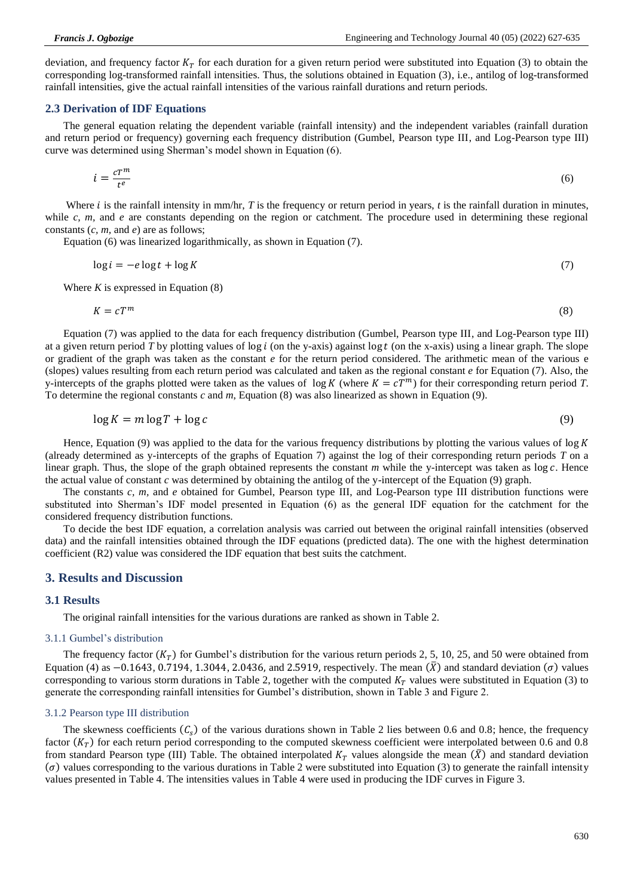deviation, and frequency factor $K_T$ for each duration for a given return period were substituted into Equation (3) to obtain the corresponding log-transformed rainfall intensities. Thus, the solutions obtained in Equation (3), i.e., antilog of log-transformed rainfall intensities, give the actual rainfall intensities of the various rainfall durations and return periods.

## 2.3 Derivation of IDF Equations

The general equation relating the dependent variable (rainfall intensity) and the independent variables (rainfall duration and return period or frequency) governing each frequency distribution (Gumbel, Pearson type III, and Log-Pearson type III) curve was determined using Sherman's model shown in Equation (6).

$$i = \frac{cT^m}{t^e} \tag{6}$$

Where $i$ is the rainfall intensity in mm/hr, $T$ is the frequency or return period in years, $t$ is the rainfall duration in minutes, while $c$, $m$, and $e$ are constants depending on the region or catchment. The procedure used in determining these regional constants ($c$, $m$, and $e$) are as follows;

Equation (6) was linearized logarithmically, as shown in Equation (7).

$$\log i = -e \log t + \log K \tag{7}$$

Where $K$ is expressed in Equation (8)

$$K = cT^m \tag{8}$$

Equation (7) was applied to the data for each frequency distribution (Gumbel, Pearson type III, and Log-Pearson type III) at a given return period $T$ by plotting values of $\log i$ (on the y-axis) against $\log t$ (on the x-axis) using a linear graph. The slope or gradient of the graph was taken as the constant $e$ for the return period considered. The arithmetic mean of the various e (slopes) values resulting from each return period was calculated and taken as the regional constant $e$ for Equation (7). Also, the y-intercepts of the graphs plotted were taken as the values of $\log K$ (where $K = cT^m$) for their corresponding return period $T$. To determine the regional constants $c$ and $m$, Equation (8) was also linearized as shown in Equation (9).

$$\log K = m \log T + \log c \tag{9}$$

Hence, Equation (9) was applied to the data for the various frequency distributions by plotting the various values of $\log K$ (already determined as y-intercepts of the graphs of Equation 7) against the log of their corresponding return periods $T$ on a linear graph. Thus, the slope of the graph obtained represents the constant $m$ while the y-intercept was taken as $\log c$. Hence the actual value of constant $c$ was determined by obtaining the antilog of the y-intercept of the Equation (9) graph.

The constants $c$, $m$, and $e$ obtained for Gumbel, Pearson type III, and Log-Pearson type III distribution functions were substituted into Sherman's IDF model presented in Equation (6) as the general IDF equation for the catchment for the considered frequency distribution functions.

To decide the best IDF equation, a correlation analysis was carried out between the original rainfall intensities (observed data) and the rainfall intensities obtained through the IDF equations (predicted data). The one with the highest determination coefficient (R2) value was considered the IDF equation that best suits the catchment.

# 3. Results and Discussion

## 3.1 Results

The original rainfall intensities for the various durations are ranked as shown in Table 2.

### 3.1.1 Gumbel's distribution

The frequency factor ($K_T$) for Gumbel's distribution for the various return periods 2, 5, 10, 25, and 50 were obtained from Equation (4) as $-0.1643$, $0.7194$, $1.3044$, $2.0436$, and $2.5919$, respectively. The mean ($\bar{X}$) and standard deviation ($\sigma$) values corresponding to various storm durations in Table 2, together with the computed $K_T$ values were substituted in Equation (3) to generate the corresponding rainfall intensities for Gumbel's distribution, shown in Table 3 and Figure 2.

### 3.1.2 Pearson type III distribution

The skewness coefficients ($C_s$) of the various durations shown in Table 2 lies between 0.6 and 0.8; hence, the frequency factor ($K_T$) for each return period corresponding to the computed skewness coefficient were interpolated between 0.6 and 0.8 from standard Pearson type (III) Table. The obtained interpolated $K_T$ values alongside the mean ($\bar{X}$) and standard deviation ($\sigma$) values corresponding to the various durations in Table 2 were substituted into Equation (3) to generate the rainfall intensity values presented in Table 4. The intensities values in Table 4 were used in producing the IDF curves in Figure 3.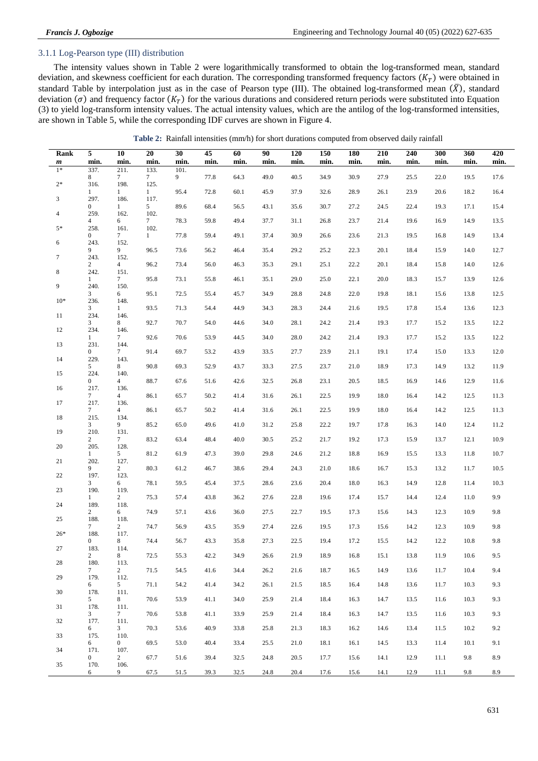### 3.1.1 Log-Pearson type (III) distribution

The intensity values shown in Table 2 were logarithmically transformed to obtain the log-transformed mean, standard deviation, and skewness coefficient for each duration. The corresponding transformed frequency factors ($K_T$) were obtained in standard Table by interpolation just as in the case of Pearson type (III). The obtained log-transformed mean ($\bar{X}$), standard deviation ($\sigma$) and frequency factor ($K_T$) for the various durations and considered return periods were substituted into Equation (3) to yield log-transform intensity values. The actual intensity values, which are the antilog of the log-transformed intensities, are shown in Table 5, while the corresponding IDF curves are shown in Figure 4.

**Table 2:** Rainfall intensities (mm/h) for short durations computed from observed daily rainfall

| Rank *m* | 5 min. | 10 min. | 20 min. | 30 min. | 45 min. | 60 min. | 90 min. | 120 min. | 150 min. | 180 min. | 210 min. | 240 min. | 300 min. | 360 min. | 420 min. |
|---|---|---|---|---|---|---|---|---|---|---|---|---|---|---|---|
| 1* | 337.8 | 211.7 | 133.7 | 101.9 | 77.8 | 64.3 | 49.0 | 40.5 | 34.9 | 30.9 | 27.9 | 25.5 | 22.0 | 19.5 | 17.6 |
| 2* | 316.1 | 198.1 | 125.1 | 95.4 | 72.8 | 60.1 | 45.9 | 37.9 | 32.6 | 28.9 | 26.1 | 23.9 | 20.6 | 18.2 | 16.4 |
| 3 | 297.0 | 186.1 | 117.5 | 89.6 | 68.4 | 56.5 | 43.1 | 35.6 | 30.7 | 27.2 | 24.5 | 22.4 | 19.3 | 17.1 | 15.4 |
| 4 | 259.4 | 162.6 | 102.7 | 78.3 | 59.8 | 49.4 | 37.7 | 31.1 | 26.8 | 23.7 | 21.4 | 19.6 | 16.9 | 14.9 | 13.5 |
| 5* | 258.0 | 161.7 | 102.1 | 77.8 | 59.4 | 49.1 | 37.4 | 30.9 | 26.6 | 23.6 | 21.3 | 19.5 | 16.8 | 14.9 | 13.4 |
| 6 | 243.9 | 152.9 | 96.5 | 73.6 | 56.2 | 46.4 | 35.4 | 29.2 | 25.2 | 22.3 | 20.1 | 18.4 | 15.9 | 14.0 | 12.7 |
| 7 | 243.2 | 152.4 | 96.2 | 73.4 | 56.0 | 46.3 | 35.3 | 29.1 | 25.1 | 22.2 | 20.1 | 18.4 | 15.8 | 14.0 | 12.6 |
| 8 | 242.1 | 151.7 | 95.8 | 73.1 | 55.8 | 46.1 | 35.1 | 29.0 | 25.0 | 22.1 | 20.0 | 18.3 | 15.7 | 13.9 | 12.6 |
| 9 | 240.3 | 150.6 | 95.1 | 72.5 | 55.4 | 45.7 | 34.9 | 28.8 | 24.8 | 22.0 | 19.8 | 18.1 | 15.6 | 13.8 | 12.5 |
| 10* | 236.3 | 148.1 | 93.5 | 71.3 | 54.4 | 44.9 | 34.3 | 28.3 | 24.4 | 21.6 | 19.5 | 17.8 | 15.4 | 13.6 | 12.3 |
| 11 | 234.3 | 146.8 | 92.7 | 70.7 | 54.0 | 44.6 | 34.0 | 28.1 | 24.2 | 21.4 | 19.3 | 17.7 | 15.2 | 13.5 | 12.2 |
| 12 | 234.1 | 146.7 | 92.6 | 70.6 | 53.9 | 44.5 | 34.0 | 28.0 | 24.2 | 21.4 | 19.3 | 17.7 | 15.2 | 13.5 | 12.2 |
| 13 | 231.0 | 144.7 | 91.4 | 69.7 | 53.2 | 43.9 | 33.5 | 27.7 | 23.9 | 21.1 | 19.1 | 17.4 | 15.0 | 13.3 | 12.0 |
| 14 | 229.5 | 143.8 | 90.8 | 69.3 | 52.9 | 43.7 | 33.3 | 27.5 | 23.7 | 21.0 | 18.9 | 17.3 | 14.9 | 13.2 | 11.9 |
| 15 | 224.0 | 140.4 | 88.7 | 67.6 | 51.6 | 42.6 | 32.5 | 26.8 | 23.1 | 20.5 | 18.5 | 16.9 | 14.6 | 12.9 | 11.6 |
| 16 | 217.7 | 136.4 | 86.1 | 65.7 | 50.2 | 41.4 | 31.6 | 26.1 | 22.5 | 19.9 | 18.0 | 16.4 | 14.2 | 12.5 | 11.3 |
| 17 | 217.7 | 136.4 | 86.1 | 65.7 | 50.2 | 41.4 | 31.6 | 26.1 | 22.5 | 19.9 | 18.0 | 16.4 | 14.2 | 12.5 | 11.3 |
| 18 | 215.3 | 134.9 | 85.2 | 65.0 | 49.6 | 41.0 | 31.2 | 25.8 | 22.2 | 19.7 | 17.8 | 16.3 | 14.0 | 12.4 | 11.2 |
| 19 | 210.2 | 131.7 | 83.2 | 63.4 | 48.4 | 40.0 | 30.5 | 25.2 | 21.7 | 19.2 | 17.3 | 15.9 | 13.7 | 12.1 | 10.9 |
| 20 | 205.1 | 128.5 | 81.2 | 61.9 | 47.3 | 39.0 | 29.8 | 24.6 | 21.2 | 18.8 | 16.9 | 15.5 | 13.3 | 11.8 | 10.7 |
| 21 | 202.9 | 127.2 | 80.3 | 61.2 | 46.7 | 38.6 | 29.4 | 24.3 | 21.0 | 18.6 | 16.7 | 15.3 | 13.2 | 11.7 | 10.5 |
| 22 | 197.3 | 123.6 | 78.1 | 59.5 | 45.4 | 37.5 | 28.6 | 23.6 | 20.4 | 18.0 | 16.3 | 14.9 | 12.8 | 11.4 | 10.3 |
| 23 | 190.1 | 119.2 | 75.3 | 57.4 | 43.8 | 36.2 | 27.6 | 22.8 | 19.6 | 17.4 | 15.7 | 14.4 | 12.4 | 11.0 | 9.9 |
| 24 | 189.2 | 118.6 | 74.9 | 57.1 | 43.6 | 36.0 | 27.5 | 22.7 | 19.5 | 17.3 | 15.6 | 14.3 | 12.3 | 10.9 | 9.8 |
| 25 | 188.7 | 118.2 | 74.7 | 56.9 | 43.5 | 35.9 | 27.4 | 22.6 | 19.5 | 17.3 | 15.6 | 14.2 | 12.3 | 10.9 | 9.8 |
| 26* | 188.0 | 117.8 | 74.4 | 56.7 | 43.3 | 35.8 | 27.3 | 22.5 | 19.4 | 17.2 | 15.5 | 14.2 | 12.2 | 10.8 | 9.8 |
| 27 | 183.2 | 114.8 | 72.5 | 55.3 | 42.2 | 34.9 | 26.6 | 21.9 | 18.9 | 16.8 | 15.1 | 13.8 | 11.9 | 10.6 | 9.5 |
| 28 | 180.7 | 113.2 | 71.5 | 54.5 | 41.6 | 34.4 | 26.2 | 21.6 | 18.7 | 16.5 | 14.9 | 13.6 | 11.7 | 10.4 | 9.4 |
| 29 | 179.6 | 112.5 | 71.1 | 54.2 | 41.4 | 34.2 | 26.1 | 21.5 | 18.5 | 16.4 | 14.8 | 13.6 | 11.7 | 10.3 | 9.3 |
| 30 | 178.5 | 111.8 | 70.6 | 53.9 | 41.1 | 34.0 | 25.9 | 21.4 | 18.4 | 16.3 | 14.7 | 13.5 | 11.6 | 10.3 | 9.3 |
| 31 | 178.3 | 111.7 | 70.6 | 53.8 | 41.1 | 33.9 | 25.9 | 21.4 | 18.4 | 16.3 | 14.7 | 13.5 | 11.6 | 10.3 | 9.3 |
| 32 | 177.6 | 111.3 | 70.3 | 53.6 | 40.9 | 33.8 | 25.8 | 21.3 | 18.3 | 16.2 | 14.6 | 13.4 | 11.5 | 10.2 | 9.2 |
| 33 | 175.6 | 110.0 | 69.5 | 53.0 | 40.4 | 33.4 | 25.5 | 21.0 | 18.1 | 16.1 | 14.5 | 13.3 | 11.4 | 10.1 | 9.1 |
| 34 | 171.0 | 107.2 | 67.7 | 51.6 | 39.4 | 32.5 | 24.8 | 20.5 | 17.7 | 15.6 | 14.1 | 12.9 | 11.1 | 9.8 | 8.9 |
| 35 | 170.6 | 106.9 | 67.5 | 51.5 | 39.3 | 32.5 | 24.8 | 20.4 | 17.6 | 15.6 | 14.1 | 12.9 | 11.1 | 9.8 | 8.9 |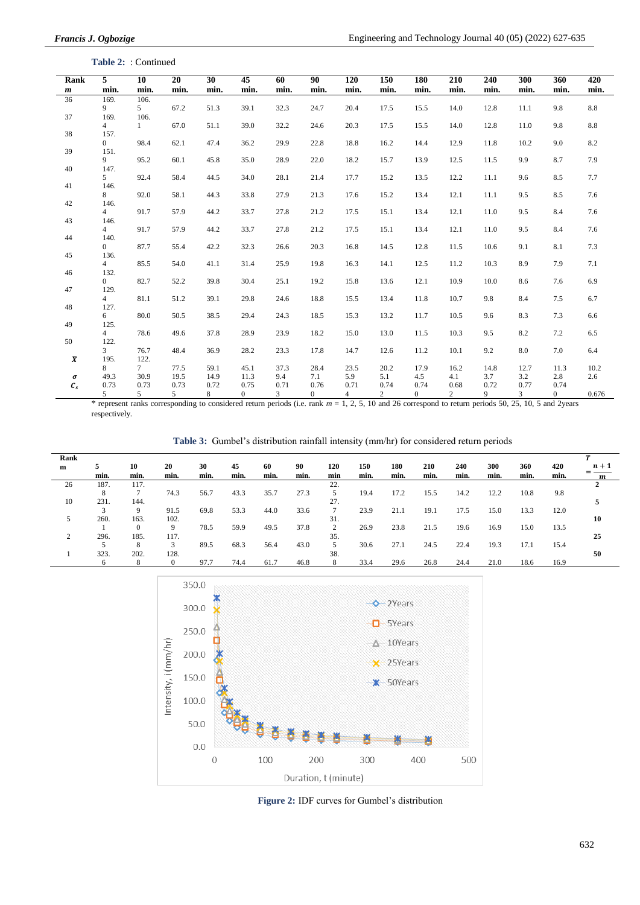**Table 2:** : Continued

| Rank $m$ | 5 min. | 10 min. | 20 min. | 30 min. | 45 min. | 60 min. | 90 min. | 120 min. | 150 min. | 180 min. | 210 min. | 240 min. | 300 min. | 360 min. | 420 min. |
|---|---|---|---|---|---|---|---|---|---|---|---|---|---|---|---|
| 36 | 169.9 | 106.5 | 67.2 | 51.3 | 39.1 | 32.3 | 24.7 | 20.4 | 17.5 | 15.5 | 14.0 | 12.8 | 11.1 | 9.8 | 8.8 |
| 37 | 169.4 | 106.1 | 67.0 | 51.1 | 39.0 | 32.2 | 24.6 | 20.3 | 17.5 | 15.5 | 14.0 | 12.8 | 11.0 | 9.8 | 8.8 |
| 38 | 157.0 | 98.4 | 62.1 | 47.4 | 36.2 | 29.9 | 22.8 | 18.8 | 16.2 | 14.4 | 12.9 | 11.8 | 10.2 | 9.0 | 8.2 |
| 39 | 151.9 | 95.2 | 60.1 | 45.8 | 35.0 | 28.9 | 22.0 | 18.2 | 15.7 | 13.9 | 12.5 | 11.5 | 9.9 | 8.7 | 7.9 |
| 40 | 147.5 | 92.4 | 58.4 | 44.5 | 34.0 | 28.1 | 21.4 | 17.7 | 15.2 | 13.5 | 12.2 | 11.1 | 9.6 | 8.5 | 7.7 |
| 41 | 146.8 | 92.0 | 58.1 | 44.3 | 33.8 | 27.9 | 21.3 | 17.6 | 15.2 | 13.4 | 12.1 | 11.1 | 9.5 | 8.5 | 7.6 |
| 42 | 146.4 | 91.7 | 57.9 | 44.2 | 33.7 | 27.8 | 21.2 | 17.5 | 15.1 | 13.4 | 12.1 | 11.0 | 9.5 | 8.4 | 7.6 |
| 43 | 146.4 | 91.7 | 57.9 | 44.2 | 33.7 | 27.8 | 21.2 | 17.5 | 15.1 | 13.4 | 12.1 | 11.0 | 9.5 | 8.4 | 7.6 |
| 44 | 140.0 | 87.7 | 55.4 | 42.2 | 32.3 | 26.6 | 20.3 | 16.8 | 14.5 | 12.8 | 11.5 | 10.6 | 9.1 | 8.1 | 7.3 |
| 45 | 136.4 | 85.5 | 54.0 | 41.1 | 31.4 | 25.9 | 19.8 | 16.3 | 14.1 | 12.5 | 11.2 | 10.3 | 8.9 | 7.9 | 7.1 |
| 46 | 132.0 | 82.7 | 52.2 | 39.8 | 30.4 | 25.1 | 19.2 | 15.8 | 13.6 | 12.1 | 10.9 | 10.0 | 8.6 | 7.6 | 6.9 |
| 47 | 129.4 | 81.1 | 51.2 | 39.1 | 29.8 | 24.6 | 18.8 | 15.5 | 13.4 | 11.8 | 10.7 | 9.8 | 8.4 | 7.5 | 6.7 |
| 48 | 127.6 | 80.0 | 50.5 | 38.5 | 29.4 | 24.3 | 18.5 | 15.3 | 13.2 | 11.7 | 10.5 | 9.6 | 8.3 | 7.3 | 6.6 |
| 49 | 125.4 | 78.6 | 49.6 | 37.8 | 28.9 | 23.9 | 18.2 | 15.0 | 13.0 | 11.5 | 10.3 | 9.5 | 8.2 | 7.2 | 6.5 |
| 50 | 122.3 | 76.7 | 48.4 | 36.9 | 28.2 | 23.3 | 17.8 | 14.7 | 12.6 | 11.2 | 10.1 | 9.2 | 8.0 | 7.0 | 6.4 |
| $\bar{X}$ | 195.8 | 122.7 | 77.5 | 59.1 | 45.1 | 37.3 | 28.4 | 23.5 | 20.2 | 17.9 | 16.2 | 14.8 | 12.7 | 11.3 | 10.2 |
| $\sigma$ | 49.3 | 30.9 | 19.5 | 14.9 | 11.3 | 9.4 | 7.1 | 5.9 | 5.1 | 4.5 | 4.1 | 3.7 | 3.2 | 2.8 | 2.6 |
| $C_s$ | 0.735 | 0.735 | 0.735 | 0.728 | 0.750 | 0.713 | 0.760 | 0.714 | 0.742 | 0.740 | 0.682 | 0.729 | 0.773 | 0.740 | 0.676 |

\* represent ranks corresponding to considered return periods (i.e. rank $m$ = 1, 2, 5, 10 and 26 correspond to return periods 50, 25, 10, 5 and 2years respectively.

**Table 3:** Gumbel's distribution rainfall intensity (mm/hr) for considered return periods

| Rank m | 5 min. | 10 min. | 20 min. | 30 min. | 45 min. | 60 min. | 90 min. | 120 min | 150 min. | 180 min. | 210 min. | 240 min. | 300 min. | 360 min. | 420 min. | $T = \frac{n+1}{m}$ |
|---|---|---|---|---|---|---|---|---|---|---|---|---|---|---|---|---|
| 26 | 187.8 | 117.7 | 74.3 | 56.7 | 43.3 | 35.7 | 27.3 | 22.5 | 19.4 | 17.2 | 15.5 | 14.2 | 12.2 | 10.8 | 9.8 | 2 |
| 10 | 231.3 | 144.9 | 91.5 | 69.8 | 53.3 | 44.0 | 33.6 | 27.7 | 23.9 | 21.1 | 19.1 | 17.5 | 15.0 | 13.3 | 12.0 | 5 |
| 5 | 260.1 | 163.0 | 102.9 | 78.5 | 59.9 | 49.5 | 37.8 | 31.2 | 26.9 | 23.8 | 21.5 | 19.6 | 16.9 | 15.0 | 13.5 | 10 |
| 2 | 296.5 | 185.8 | 117.3 | 89.5 | 68.3 | 56.4 | 43.0 | 35.5 | 30.6 | 27.1 | 24.5 | 22.4 | 19.3 | 17.1 | 15.4 | 25 |
| 1 | 323.6 | 202.8 | 128.0 | 97.7 | 74.4 | 61.7 | 46.8 | 38.8 | 33.4 | 29.6 | 26.8 | 24.4 | 21.0 | 18.6 | 16.9 | 50 |

**Figure 2:** IDF curves for Gumbel's distribution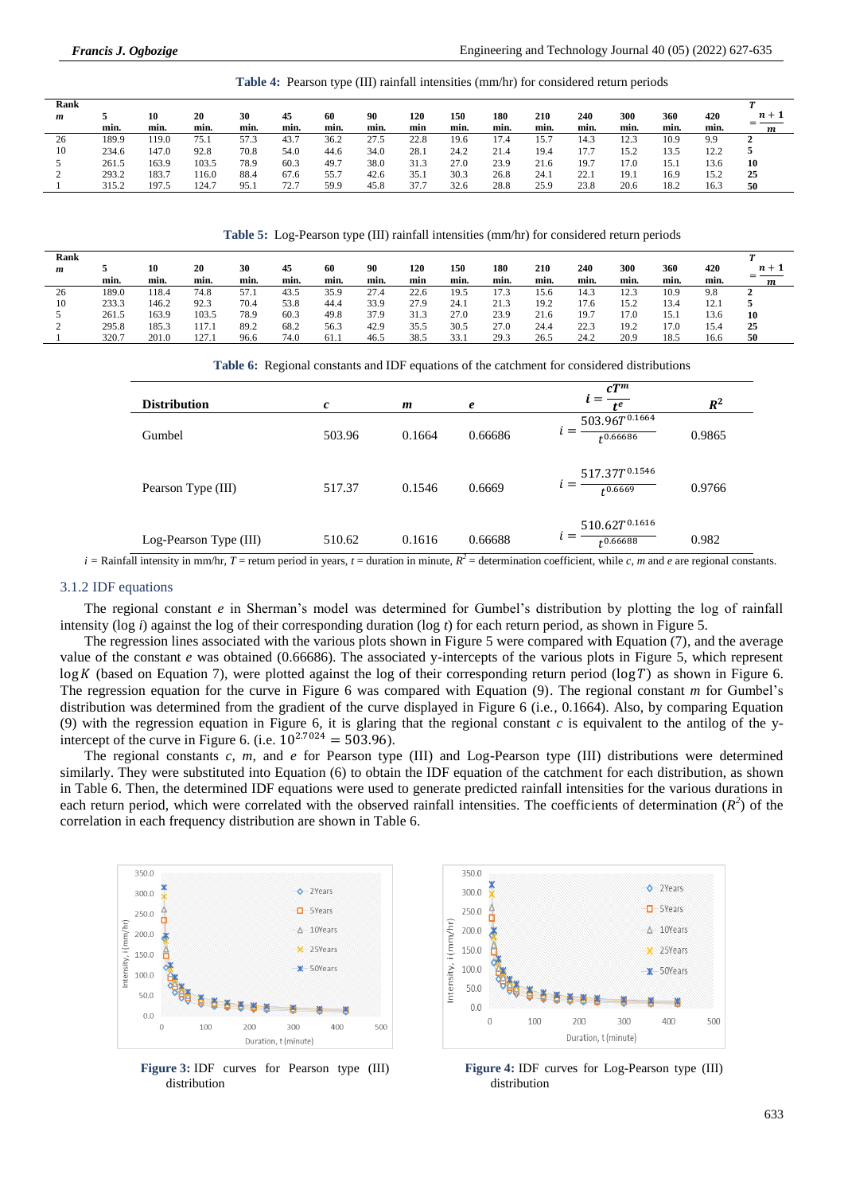**Table 4:** Pearson type (III) rainfall intensities (mm/hr) for considered return periods

| Rank $m$ | 5 min. | 10 min. | 20 min. | 30 min. | 45 min. | 60 min. | 90 min. | 120 min | 150 min. | 180 min. | 210 min. | 240 min. | 300 min. | 360 min. | 420 min. | $T = \frac{n+1}{m}$ |
|---|---|---|---|---|---|---|---|---|---|---|---|---|---|---|---|---|
| 26 | 189.9 | 119.0 | 75.1 | 57.3 | 43.7 | 36.2 | 27.5 | 22.8 | 19.6 | 17.4 | 15.7 | 14.3 | 12.3 | 10.9 | 9.9 | 2 |
| 10 | 234.6 | 147.0 | 92.8 | 70.8 | 54.0 | 44.6 | 34.0 | 28.1 | 24.2 | 21.4 | 19.4 | 17.7 | 15.2 | 13.5 | 12.2 | 5 |
| 5 | 261.5 | 163.9 | 103.5 | 78.9 | 60.3 | 49.7 | 38.0 | 31.3 | 27.0 | 23.9 | 21.6 | 19.7 | 17.0 | 15.1 | 13.6 | 10 |
| 2 | 293.2 | 183.7 | 116.0 | 88.4 | 67.6 | 55.7 | 42.6 | 35.1 | 30.3 | 26.8 | 24.1 | 22.1 | 19.1 | 16.9 | 15.2 | 25 |
| 1 | 315.2 | 197.5 | 124.7 | 95.1 | 72.7 | 59.9 | 45.8 | 37.7 | 32.6 | 28.8 | 25.9 | 23.8 | 20.6 | 18.2 | 16.3 | 50 |

**Table 5:** Log-Pearson type (III) rainfall intensities (mm/hr) for considered return periods

| Rank $m$ | 5 min. | 10 min. | 20 min. | 30 min. | 45 min. | 60 min. | 90 min. | 120 min | 150 min. | 180 min. | 210 min. | 240 min. | 300 min. | 360 min. | 420 min. | $T = \frac{n+1}{m}$ |
|---|---|---|---|---|---|---|---|---|---|---|---|---|---|---|---|---|
| 26 | 189.0 | 118.4 | 74.8 | 57.1 | 43.5 | 35.9 | 27.4 | 22.6 | 19.5 | 17.3 | 15.6 | 14.3 | 12.3 | 10.9 | 9.8 | 2 |
| 10 | 233.3 | 146.2 | 92.3 | 70.4 | 53.8 | 44.4 | 33.9 | 27.9 | 24.1 | 21.3 | 19.2 | 17.6 | 15.2 | 13.4 | 12.1 | 5 |
| 5 | 261.5 | 163.9 | 103.5 | 78.9 | 60.3 | 49.8 | 37.9 | 31.3 | 27.0 | 23.9 | 21.6 | 19.7 | 17.0 | 15.1 | 13.6 | 10 |
| 2 | 295.8 | 185.3 | 117.1 | 89.2 | 68.2 | 56.3 | 42.9 | 35.5 | 30.5 | 27.0 | 24.4 | 22.3 | 19.2 | 17.0 | 15.4 | 25 |
| 1 | 320.7 | 201.0 | 127.1 | 96.6 | 74.0 | 61.1 | 46.5 | 38.5 | 33.1 | 29.3 | 26.5 | 24.2 | 20.9 | 18.5 | 16.6 | 50 |

**Table 6:** Regional constants and IDF equations of the catchment for considered distributions

| Distribution | $c$ | $m$ | $e$ | $i = \frac{cT^m}{t^e}$ | $R^2$ |
|---|---|---|---|---|---|
| Gumbel | 503.96 | 0.1664 | 0.66686 | $i = \frac{503.96T^{0.1664}}{t^{0.66686}}$ | 0.9865 |
| Pearson Type (III) | 517.37 | 0.1546 | 0.6669 | $i = \frac{517.37T^{0.1546}}{t^{0.6669}}$ | 0.9766 |
| Log-Pearson Type (III) | 510.62 | 0.1616 | 0.66688 | $i = \frac{510.62T^{0.1616}}{t^{0.66688}}$ | 0.982 |

$i$ = Rainfall intensity in mm/hr, $T$ = return period in years, $t$ = duration in minute, $R^2$ = determination coefficient, while $c$, $m$ and $e$ are regional constants.

### 3.1.2 IDF equations

The regional constant $e$ in Sherman's model was determined for Gumbel's distribution by plotting the log of rainfall intensity (log $i$) against the log of their corresponding duration (log $t$) for each return period, as shown in Figure 5.

The regression lines associated with the various plots shown in Figure 5 were compared with Equation (7), and the average value of the constant $e$ was obtained (0.66686). The associated y-intercepts of the various plots in Figure 5, which represent $\log K$ (based on Equation 7), were plotted against the log of their corresponding return period ($\log T$) as shown in Figure 6. The regression equation for the curve in Figure 6 was compared with Equation (9). The regional constant $m$ for Gumbel's distribution was determined from the gradient of the curve displayed in Figure 6 (i.e., 0.1664). Also, by comparing Equation (9) with the regression equation in Figure 6, it is glaring that the regional constant $c$ is equivalent to the antilog of the y-intercept of the curve in Figure 6. (i.e. $10^{2.7024} = 503.96$).

The regional constants $c$, $m$, and $e$ for Pearson type (III) and Log-Pearson type (III) distributions were determined similarly. They were substituted into Equation (6) to obtain the IDF equation of the catchment for each distribution, as shown in Table 6. Then, the determined IDF equations were used to generate predicted rainfall intensities for the various durations in each return period, which were correlated with the observed rainfall intensities. The coefficients of determination ($R^2$) of the correlation in each frequency distribution are shown in Table 6.

**Figure 3:** IDF curves for Pearson type (III) distribution

**Figure 4:** IDF curves for Log-Pearson type (III) distribution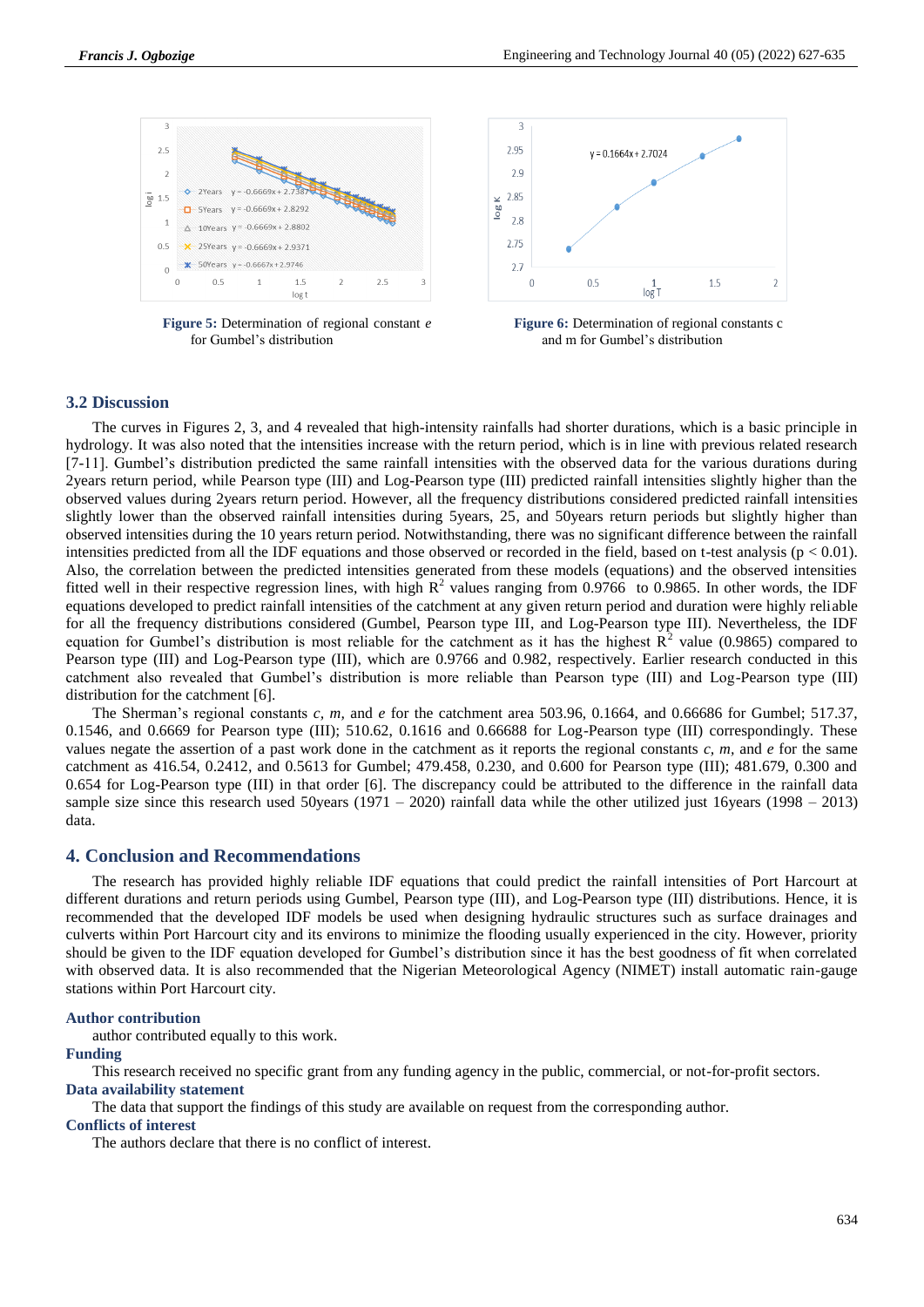Figure 5: Determination of regional constant *e* for Gumbel's distribution

Figure 6: Determination of regional constants c and m for Gumbel's distribution

## 3.2 Discussion

The curves in Figures 2, 3, and 4 revealed that high-intensity rainfalls had shorter durations, which is a basic principle in hydrology. It was also noted that the intensities increase with the return period, which is in line with previous related research [7-11]. Gumbel's distribution predicted the same rainfall intensities with the observed data for the various durations during 2years return period, while Pearson type (III) and Log-Pearson type (III) predicted rainfall intensities slightly higher than the observed values during 2years return period. However, all the frequency distributions considered predicted rainfall intensities slightly lower than the observed rainfall intensities during 5years, 25, and 50years return periods but slightly higher than observed intensities during the 10 years return period. Notwithstanding, there was no significant difference between the rainfall intensities predicted from all the IDF equations and those observed or recorded in the field, based on t-test analysis ($p < 0.01$). Also, the correlation between the predicted intensities generated from these models (equations) and the observed intensities fitted well in their respective regression lines, with high $R^2$ values ranging from 0.9766 to 0.9865. In other words, the IDF equations developed to predict rainfall intensities of the catchment at any given return period and duration were highly reliable for all the frequency distributions considered (Gumbel, Pearson type III, and Log-Pearson type III). Nevertheless, the IDF equation for Gumbel's distribution is most reliable for the catchment as it has the highest $R^2$ value (0.9865) compared to Pearson type (III) and Log-Pearson type (III), which are 0.9766 and 0.982, respectively. Earlier research conducted in this catchment also revealed that Gumbel's distribution is more reliable than Pearson type (III) and Log-Pearson type (III) distribution for the catchment [6].

The Sherman's regional constants $c$, $m$, and $e$ for the catchment area 503.96, 0.1664, and 0.66686 for Gumbel; 517.37, 0.1546, and 0.6669 for Pearson type (III); 510.62, 0.1616 and 0.66688 for Log-Pearson type (III) correspondingly. These values negate the assertion of a past work done in the catchment as it reports the regional constants $c$, $m$, and $e$ for the same catchment as 416.54, 0.2412, and 0.5613 for Gumbel; 479.458, 0.230, and 0.600 for Pearson type (III); 481.679, 0.300 and 0.654 for Log-Pearson type (III) in that order [6]. The discrepancy could be attributed to the difference in the rainfall data sample size since this research used 50years (1971 – 2020) rainfall data while the other utilized just 16years (1998 – 2013) data.

# 4. Conclusion and Recommendations

The research has provided highly reliable IDF equations that could predict the rainfall intensities of Port Harcourt at different durations and return periods using Gumbel, Pearson type (III), and Log-Pearson type (III) distributions. Hence, it is recommended that the developed IDF models be used when designing hydraulic structures such as surface drainages and culverts within Port Harcourt city and its environs to minimize the flooding usually experienced in the city. However, priority should be given to the IDF equation developed for Gumbel's distribution since it has the best goodness of fit when correlated with observed data. It is also recommended that the Nigerian Meteorological Agency (NIMET) install automatic rain-gauge stations within Port Harcourt city.

### Author contribution

author contributed equally to this work.

### Funding

This research received no specific grant from any funding agency in the public, commercial, or not-for-profit sectors.

### Data availability statement

The data that support the findings of this study are available on request from the corresponding author.

### Conflicts of interest

The authors declare that there is no conflict of interest.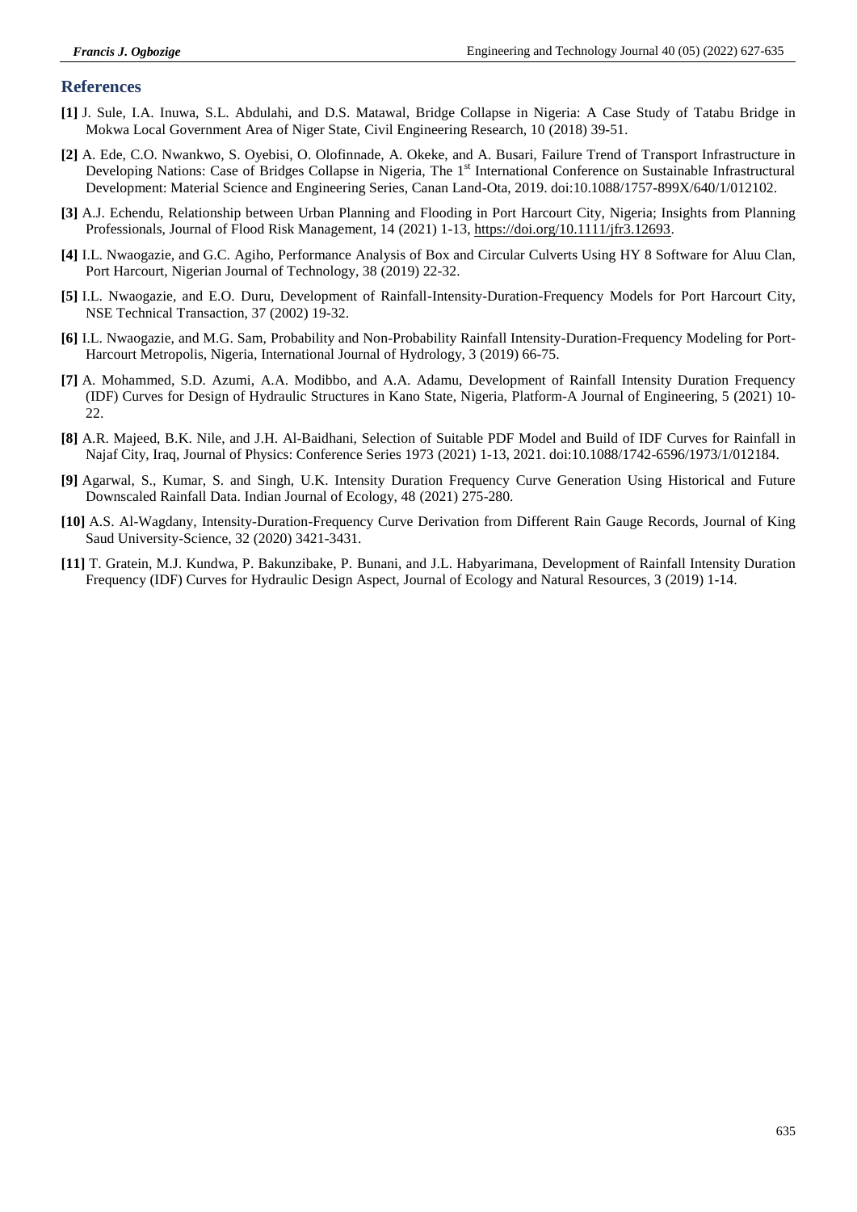## References

**[1]** J. Sule, I.A. Inuwa, S.L. Abdulahi, and D.S. Matawal, Bridge Collapse in Nigeria: A Case Study of Tatabu Bridge in Mokwa Local Government Area of Niger State, Civil Engineering Research, 10 (2018) 39-51.

**[2]** A. Ede, C.O. Nwankwo, S. Oyebisi, O. Olofinnade, A. Okeke, and A. Busari, Failure Trend of Transport Infrastructure in Developing Nations: Case of Bridges Collapse in Nigeria, The 1st International Conference on Sustainable Infrastructural Development: Material Science and Engineering Series, Canan Land-Ota, 2019. doi:10.1088/1757-899X/640/1/012102.

**[3]** A.J. Echendu, Relationship between Urban Planning and Flooding in Port Harcourt City, Nigeria; Insights from Planning Professionals, Journal of Flood Risk Management, 14 (2021) 1-13, https://doi.org/10.1111/jfr3.12693.

**[4]** I.L. Nwaogazie, and G.C. Agiho, Performance Analysis of Box and Circular Culverts Using HY 8 Software for Aluu Clan, Port Harcourt, Nigerian Journal of Technology, 38 (2019) 22-32.

**[5]** I.L. Nwaogazie, and E.O. Duru, Development of Rainfall-Intensity-Duration-Frequency Models for Port Harcourt City, NSE Technical Transaction, 37 (2002) 19-32.

**[6]** I.L. Nwaogazie, and M.G. Sam, Probability and Non-Probability Rainfall Intensity-Duration-Frequency Modeling for Port-Harcourt Metropolis, Nigeria, International Journal of Hydrology, 3 (2019) 66-75.

**[7]** A. Mohammed, S.D. Azumi, A.A. Modibbo, and A.A. Adamu, Development of Rainfall Intensity Duration Frequency (IDF) Curves for Design of Hydraulic Structures in Kano State, Nigeria, Platform-A Journal of Engineering, 5 (2021) 10-22.

**[8]** A.R. Majeed, B.K. Nile, and J.H. Al-Baidhani, Selection of Suitable PDF Model and Build of IDF Curves for Rainfall in Najaf City, Iraq, Journal of Physics: Conference Series 1973 (2021) 1-13, 2021. doi:10.1088/1742-6596/1973/1/012184.

**[9]** Agarwal, S., Kumar, S. and Singh, U.K. Intensity Duration Frequency Curve Generation Using Historical and Future Downscaled Rainfall Data. Indian Journal of Ecology, 48 (2021) 275-280.

**[10]** A.S. Al-Wagdany, Intensity-Duration-Frequency Curve Derivation from Different Rain Gauge Records, Journal of King Saud University-Science, 32 (2020) 3421-3431.

**[11]** T. Gratein, M.J. Kundwa, P. Bakunzibake, P. Bunani, and J.L. Habyarimana, Development of Rainfall Intensity Duration Frequency (IDF) Curves for Hydraulic Design Aspect, Journal of Ecology and Natural Resources, 3 (2019) 1-14.